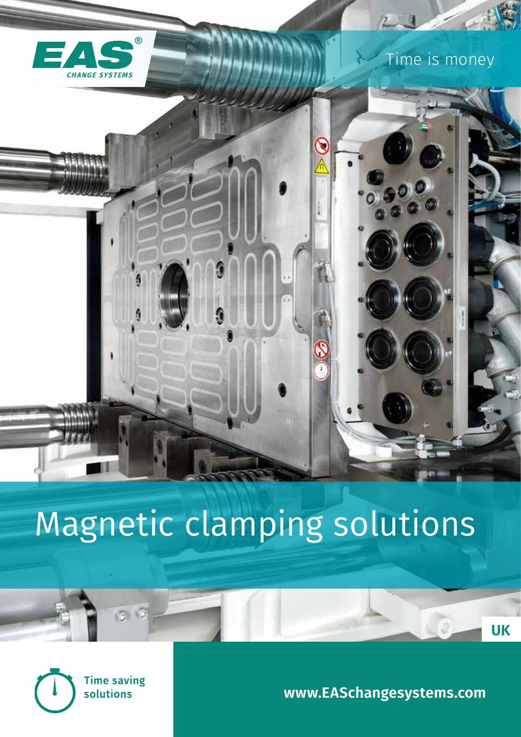EAS®

CHANGE SYSTEMS

Time is money

# Magnetic clamping solutions

UK

Time saving solutions

www.EASchangesystems.com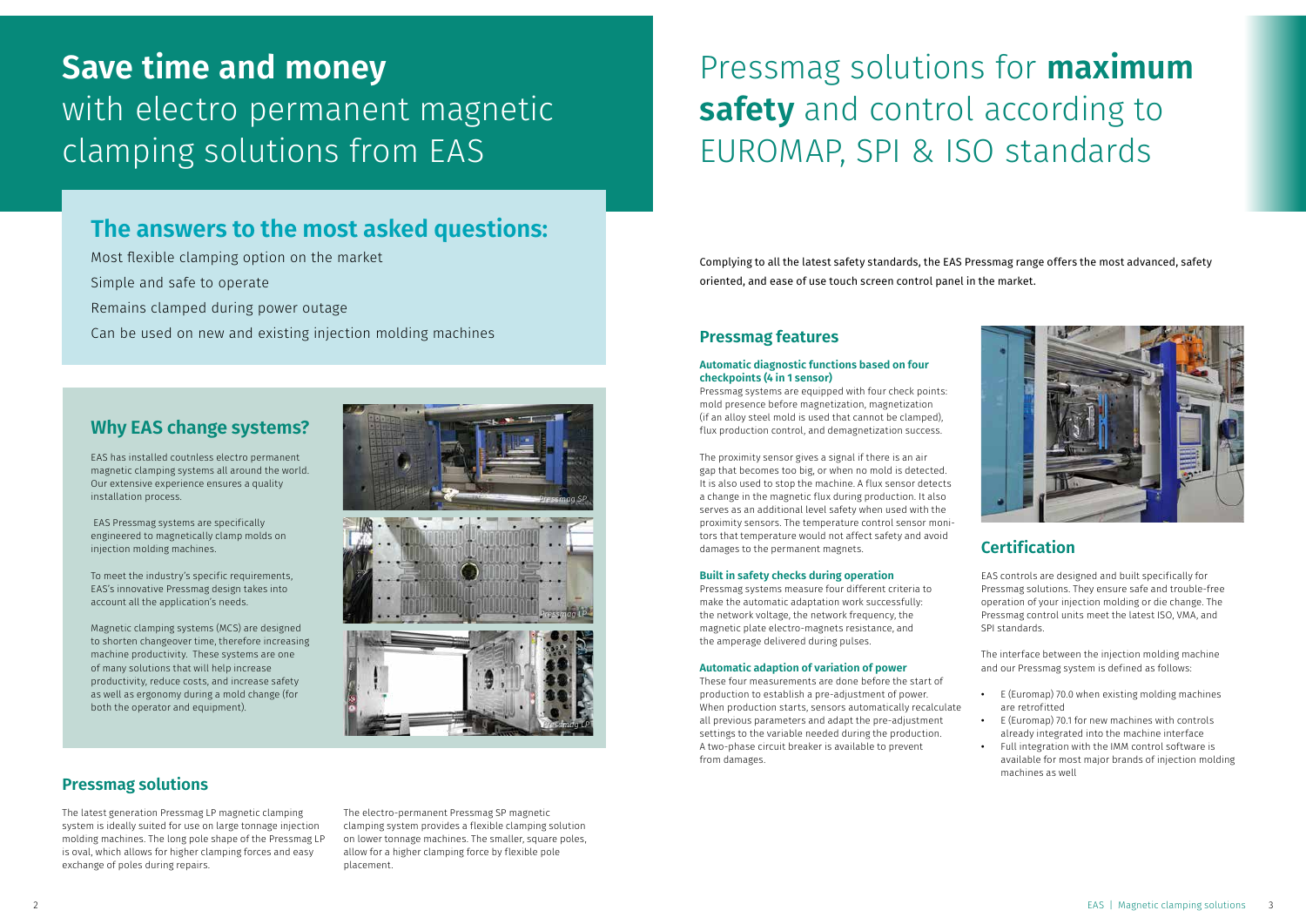# **Save time and money** with electro permanent magnetic clamping solutions from EAS

## The answers to the most asked questions:

Most flexible clamping option on the market

Simple and safe to operate

Remains clamped during power outage

Can be used on new and existing injection molding machines

## Why EAS change systems?

EAS has installed coutnless electro permanent magnetic clamping systems all around the world. Our extensive experience ensures a quality installation process.

EAS Pressmag systems are specifically engineered to magnetically clamp molds on injection molding machines.

To meet the industry's specific requirements, EAS's innovative Pressmag design takes into account all the application's needs.

Magnetic clamping systems (MCS) are designed to shorten changeover time, therefore increasing machine productivity. These systems are one of many solutions that will help increase productivity, reduce costs, and increase safety as well as ergonomy during a mold change (for both the operator and equipment).

*Pressmag SP*

*Pressmag LP*

*Pressmag LP*

## Pressmag solutions

The latest generation Pressmag LP magnetic clamping system is ideally suited for use on large tonnage injection molding machines. The long pole shape of the Pressmag LP is oval, which allows for higher clamping forces and easy exchange of poles during repairs.

The electro-permanent Pressmag SP magnetic clamping system provides a flexible clamping solution on lower tonnage machines. The smaller, square poles, allow for a higher clamping force by flexible pole placement.

# Pressmag solutions for **maximum safety** and control according to EUROMAP, SPI & ISO standards

Complying to all the latest safety standards, the EAS Pressmag range offers the most advanced, safety oriented, and ease of use touch screen control panel in the market.

## Pressmag features

### Automatic diagnostic functions based on four checkpoints (4 in 1 sensor)

Pressmag systems are equipped with four check points: mold presence before magnetization, magnetization (if an alloy steel mold is used that cannot be clamped), flux production control, and demagnetization success.

The proximity sensor gives a signal if there is an air gap that becomes too big, or when no mold is detected. It is also used to stop the machine. A flux sensor detects a change in the magnetic flux during production. It also serves as an additional level safety when used with the proximity sensors. The temperature control sensor monitors that temperature would not affect safety and avoid damages to the permanent magnets.

### Built in safety checks during operation

Pressmag systems measure four different criteria to make the automatic adaptation work successfully: the network voltage, the network frequency, the magnetic plate electro-magnets resistance, and the amperage delivered during pulses.

### Automatic adaption of variation of power

These four measurements are done before the start of production to establish a pre-adjustment of power. When production starts, sensors automatically recalculate all previous parameters and adapt the pre-adjustment settings to the variable needed during the production. A two-phase circuit breaker is available to prevent from damages.

## Certification

EAS controls are designed and built specifically for Pressmag solutions. They ensure safe and trouble-free operation of your injection molding or die change. The Pressmag control units meet the latest ISO, VMA, and SPI standards.

The interface between the injection molding machine and our Pressmag system is defined as follows:

- E (Euromap) 70.0 when existing molding machines are retrofitted
- E (Euromap) 70.1 for new machines with controls already integrated into the machine interface
- Full integration with the IMM control software is available for most major brands of injection molding machines as well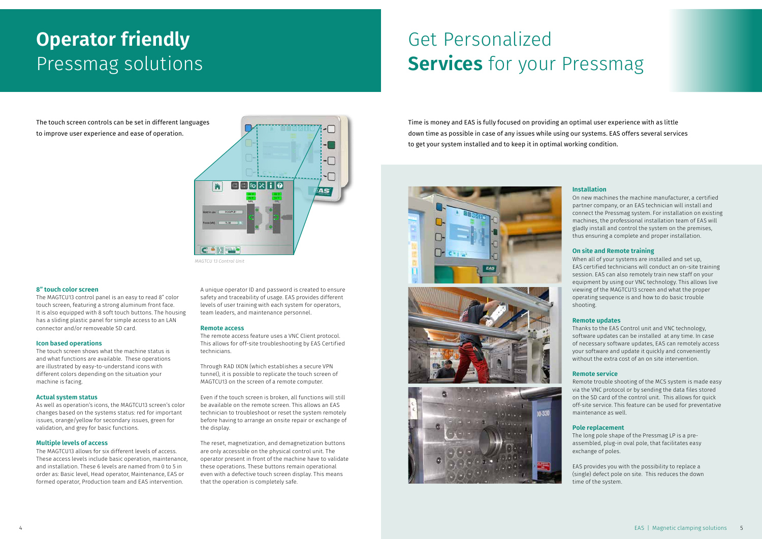# **Operator friendly** Pressmag solutions

The touch screen controls can be set in different languages to improve user experience and ease of operation.

*MAGTCU 13 Control Unit*

### 8" touch color screen

The MAGTCU13 control panel is an easy to read 8" color touch screen, featuring a strong aluminum front face. It is also equipped with 8 soft touch buttons. The housing has a sliding plastic panel for simple access to an LAN connector and/or removeable SD card.

### Icon based operations

The touch screen shows what the machine status is and what functions are available. These operations are illustrated by easy-to-understand icons with different colors depending on the situation your machine is facing.

### Actual system status

As well as operation's icons, the MAGTCU13 screen's color changes based on the systems status: red for important issues, orange/yellow for secondary issues, green for validation, and grey for basic functions.

### Multiple levels of access

The MAGTCU13 allows for six different levels of access. These access levels include basic operation, maintenance, and installation. These 6 levels are named from 0 to 5 in order as: Basic level, Head operator, Maintenance, EAS or formed operator, Production team and EAS intervention.

A unique operator ID and password is created to ensure safety and traceability of usage. EAS provides different levels of user training with each system for operators, team leaders, and maintenance personnel.

### Remote access

The remote access feature uses a VNC Client protocol. This allows for off-site troubleshooting by EAS Certified technicians.

Through RAD IXON (which establishes a secure VPN tunnel), it is possible to replicate the touch screen of MAGTCU13 on the screen of a remote computer.

Even if the touch screen is broken, all functions will still be available on the remote screen. This allows an EAS technician to troubleshoot or reset the system remotely before having to arrange an onsite repair or exchange of the display.

The reset, magnetization, and demagnetization buttons are only accessible on the physical control unit. The operator present in front of the machine have to validate these operations. These buttons remain operational even with a defective touch screen display. This means that the operation is completely safe.

# Get Personalized **Services** for your Pressmag

Time is money and EAS is fully focused on providing an optimal user experience with as little down time as possible in case of any issues while using our systems. EAS offers several services to get your system installed and to keep it in optimal working condition.

### Installation

On new machines the machine manufacturer, a certified partner company, or an EAS technician will install and connect the Pressmag system. For installation on existing machines, the professional installation team of EAS will gladly install and control the system on the premises, thus ensuring a complete and proper installation.

### On site and Remote training

When all of your systems are installed and set up, EAS certified technicians will conduct an on-site training session. EAS can also remotely train new staff on your equipment by using our VNC technology. This allows live viewing of the MAGTCU13 screen and what the proper operating sequence is and how to do basic trouble shooting.

### Remote updates

Thanks to the EAS Control unit and VNC technology, software updates can be installed at any time. In case of necessary software updates, EAS can remotely access your software and update it quickly and conveniently without the extra cost of an on site intervention.

### Remote service

Remote trouble shooting of the MCS system is made easy via the VNC protocol or by sending the data files stored on the SD card of the control unit. This allows for quick off-site service. This feature can be used for preventative maintenance as well.

### Pole replacement

The long pole shape of the Pressmag LP is a pre-assembled, plug-in oval pole, that facilitates easy exchange of poles.

EAS provides you with the possibility to replace a (single) defect pole on site. This reduces the down time of the system.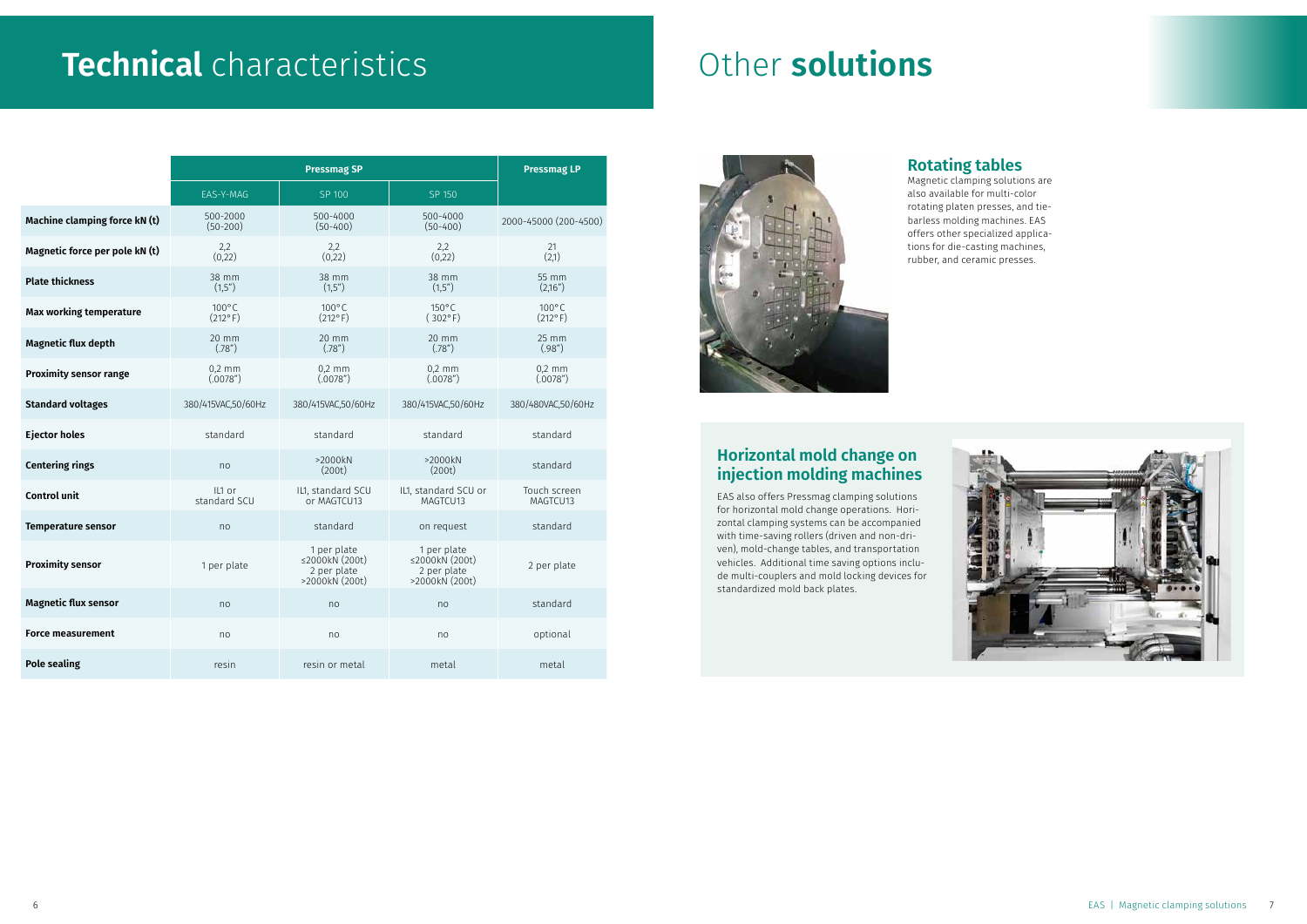# **Technical** characteristics

| | Pressmag SP | | | Pressmag LP |
|---|---|---|---|---|
| | EAS-Y-MAG | SP 100 | SP 150 | |
| **Machine clamping force kN (t)** | 500-2000 (50-200) | 500-4000 (50-400) | 500-4000 (50-400) | 2000-45000 (200-4500) |
| **Magnetic force per pole kN (t)** | 2,2 (0,22) | 2,2 (0,22) | 2,2 (0,22) | 21 (2,1) |
| **Plate thickness** | 38 mm (1,5") | 38 mm (1,5") | 38 mm (1,5") | 55 mm (2,16") |
| **Max working temperature** | 100°C (212°F) | 100°C (212°F) | 150°C ( 302°F) | 100°C (212°F) |
| **Magnetic flux depth** | 20 mm (.78") | 20 mm (.78") | 20 mm (.78") | 25 mm (.98") |
| **Proximity sensor range** | 0,2 mm (.0078") | 0,2 mm (.0078") | 0,2 mm (.0078") | 0,2 mm (.0078") |
| **Standard voltages** | 380/415VAC,50/60Hz | 380/415VAC,50/60Hz | 380/415VAC,50/60Hz | 380/480VAC,50/60Hz |
| **Ejector holes** | standard | standard | standard | standard |
| **Centering rings** | no | >2000kN (200t) | >2000kN (200t) | standard |
| **Control unit** | IL1 or standard SCU | IL1, standard SCU or MAGTCU13 | IL1, standard SCU or MAGTCU13 | Touch screen MAGTCU13 |
| **Temperature sensor** | no | standard | on request | standard |
| **Proximity sensor** | 1 per plate | 1 per plate ≤2000kN (200t) 2 per plate >2000kN (200t) | 1 per plate ≤2000kN (200t) 2 per plate >2000kN (200t) | 2 per plate |
| **Magnetic flux sensor** | no | no | no | standard |
| **Force measurement** | no | no | no | optional |
| **Pole sealing** | resin | resin or metal | metal | metal |

# Other **solutions**

## Rotating tables

Magnetic clamping solutions are also available for multi-color rotating platen presses, and tie-barless molding machines. EAS offers other specialized applications for die-casting machines, rubber, and ceramic presses.

## Horizontal mold change on injection molding machines

EAS also offers Pressmag clamping solutions for horizontal mold change operations. Horizontal clamping systems can be accompanied with time-saving rollers (driven and non-driven), mold-change tables, and transportation vehicles. Additional time saving options include multi-couplers and mold locking devices for standardized mold back plates.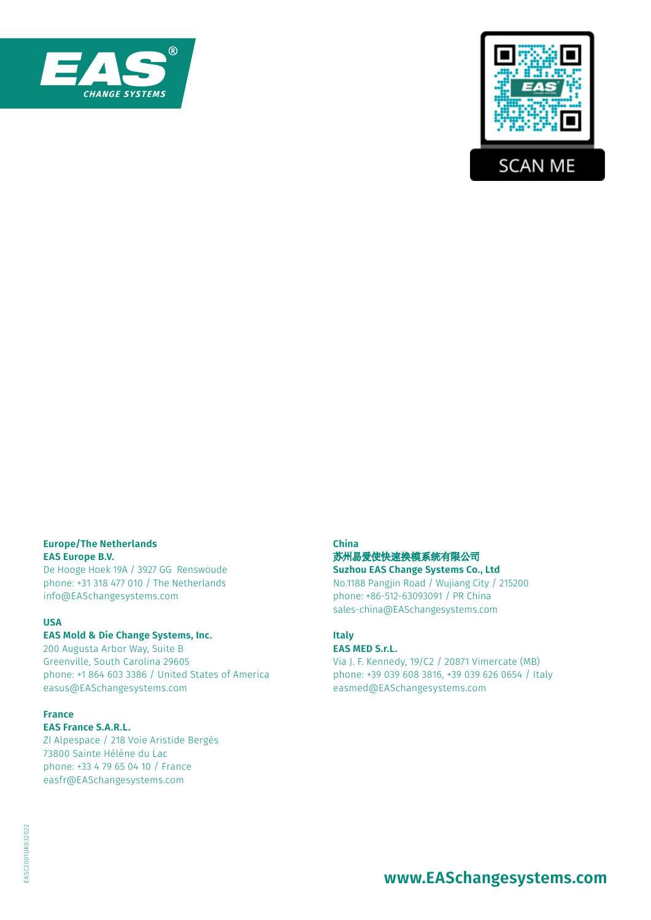EAS® CHANGE SYSTEMS

SCAN ME

**Europe/The Netherlands**
**EAS Europe B.V.**
De Hooge Hoek 19A / 3927 GG Renswoude
phone: +31 318 477 010 / The Netherlands
info@EASchangesystems.com

**USA**
**EAS Mold & Die Change Systems, Inc.**
200 Augusta Arbor Way, Suite B
Greenville, South Carolina 29605
phone: +1 864 603 3386 / United States of America
easus@EASchangesystems.com

**France**
**EAS France S.A.R.L.**
ZI Alpespace / 218 Voie Aristide Bergès
73800 Sainte Hélène du Lac
phone: +33 4 79 65 04 10 / France
easfr@EASchangesystems.com

**China**
**苏州易爱使快速换模系统有限公司**
**Suzhou EAS Change Systems Co., Ltd**
No.1188 Pangjin Road / Wujiang City / 215200
phone: +86-512-63093091 / PR China
sales-china@EASchangesystems.com

**Italy**
**EAS MED S.r.L.**
Via J. F. Kennedy, 19/C2 / 20871 Vimercate (MB)
phone: +39 039 608 3816, +39 039 626 0654 / Italy
easmed@EASchangesystems.com

EASC2001UK032022

**www.EASchangesystems.com**